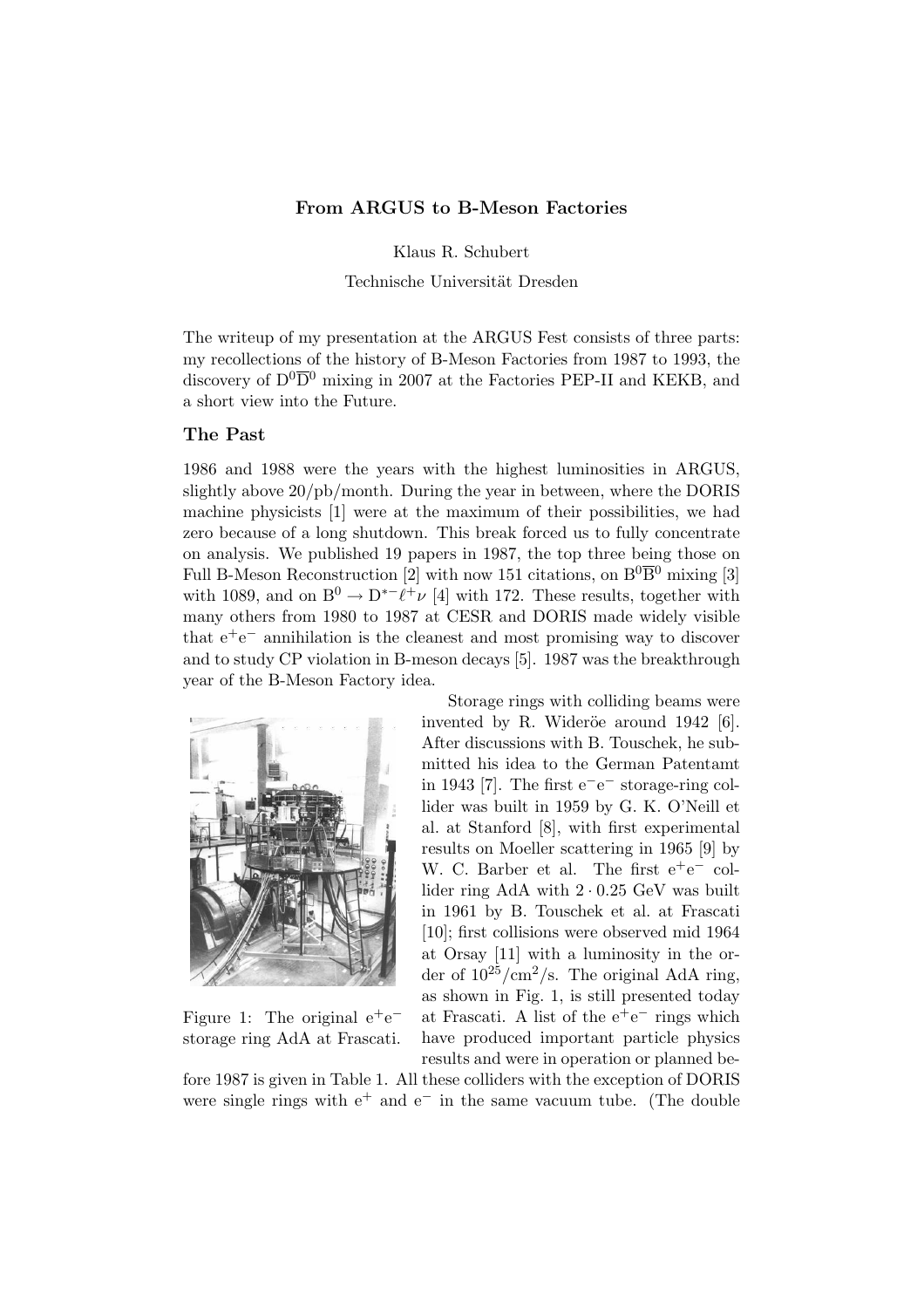# From ARGUS to B-Meson Factories

Klaus R. Schubert

Technische Universität Dresden

The writeup of my presentation at the ARGUS Fest consists of three parts: my recollections of the history of B-Meson Factories from 1987 to 1993, the discovery of $D^0\overline{D}^0$ mixing in 2007 at the Factories PEP-II and KEKB, and a short view into the Future.

## The Past

1986 and 1988 were the years with the highest luminosities in ARGUS, slightly above 20/pb/month. During the year in between, where the DORIS machine physicists [1] were at the maximum of their possibilities, we had zero because of a long shutdown. This break forced us to fully concentrate on analysis. We published 19 papers in 1987, the top three being those on Full B-Meson Reconstruction [2] with now 151 citations, on $B^0\overline{B}^0$ mixing [3] with 1089, and on $B^0 \to D^{*-}\ell^+\nu$ [4] with 172. These results, together with many others from 1980 to 1987 at CESR and DORIS made widely visible that $e^+e^-$ annihilation is the cleanest and most promising way to discover and to study CP violation in B-meson decays [5]. 1987 was the breakthrough year of the B-Meson Factory idea.

Figure 1: The original $e^+e^-$ storage ring AdA at Frascati.

Storage rings with colliding beams were invented by R. Wideröe around 1942 [6]. After discussions with B. Touschek, he submitted his idea to the German Patentamt in 1943 [7]. The first $e^-e^-$ storage-ring collider was built in 1959 by G. K. O'Neill et al. at Stanford [8], with first experimental results on Moeller scattering in 1965 [9] by W. C. Barber et al. The first $e^+e^-$ collider ring AdA with $2 \cdot 0.25$ GeV was built in 1961 by B. Touschek et al. at Frascati [10]; first collisions were observed mid 1964 at Orsay [11] with a luminosity in the order of $10^{25}$/cm$^2$/s. The original AdA ring, as shown in Fig. 1, is still presented today at Frascati. A list of the $e^+e^-$ rings which have produced important particle physics results and were in operation or planned before 1987 is given in Table 1. All these colliders with the exception of DORIS were single rings with $e^+$ and $e^-$ in the same vacuum tube. (The double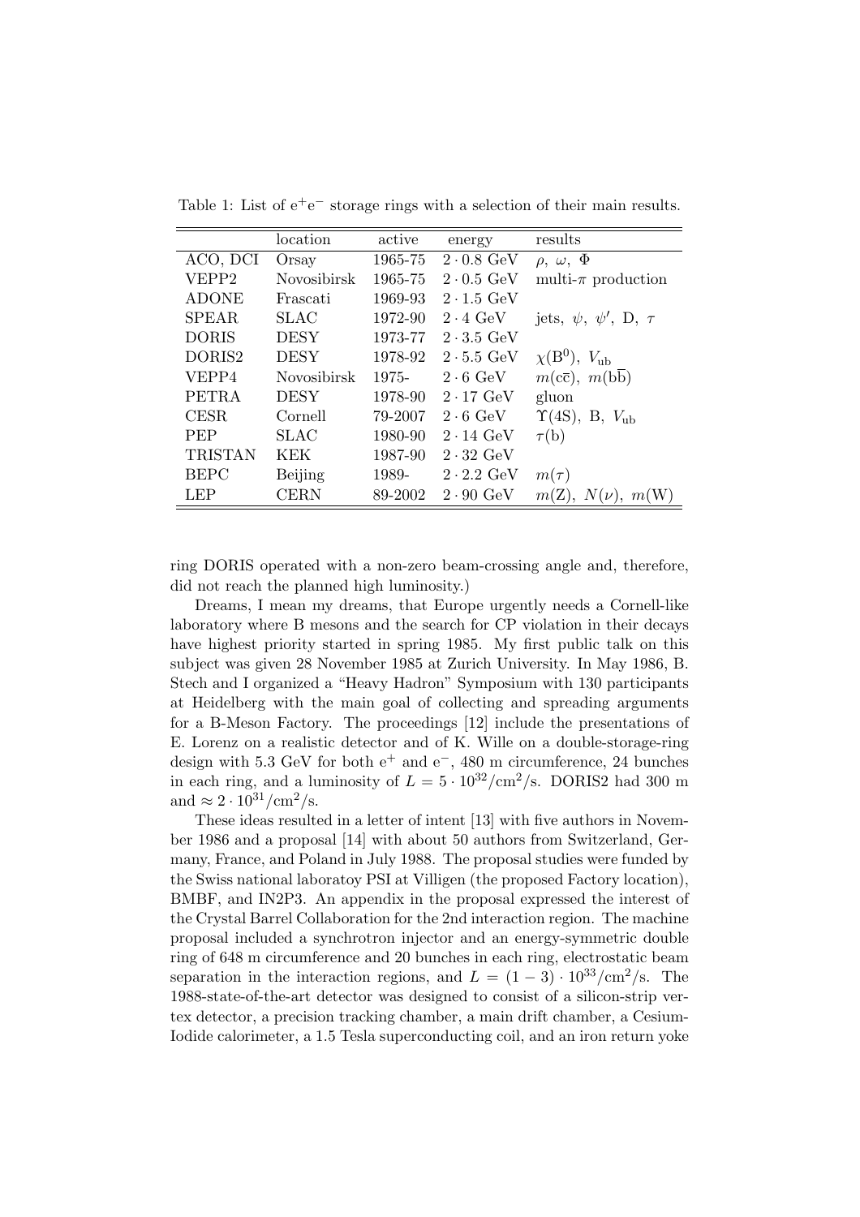Table 1: List of $e^+e^-$ storage rings with a selection of their main results.

| | location | active | energy | results |
|---|---|---|---|---|
| ACO, DCI | Orsay | 1965-75 | $2 \cdot 0.8$ GeV | $\rho,\ \omega,\ \Phi$ |
| VEPP2 | Novosibirsk | 1965-75 | $2 \cdot 0.5$ GeV | multi-$\pi$ production |
| ADONE | Frascati | 1969-93 | $2 \cdot 1.5$ GeV | |
| SPEAR | SLAC | 1972-90 | $2 \cdot 4$ GeV | jets, $\psi,\ \psi',$ D, $\tau$ |
| DORIS | DESY | 1973-77 | $2 \cdot 3.5$ GeV | |
| DORIS2 | DESY | 1978-92 | $2 \cdot 5.5$ GeV | $\chi(\mathrm{B}^0),\ V_{\mathrm{ub}}$ |
| VEPP4 | Novosibirsk | 1975- | $2 \cdot 6$ GeV | $m(\mathrm{c\overline{c}}),\ m(\mathrm{b\overline{b}})$ |
| PETRA | DESY | 1978-90 | $2 \cdot 17$ GeV | gluon |
| CESR | Cornell | 79-2007 | $2 \cdot 6$ GeV | $\Upsilon(4\mathrm{S})$, B, $V_{\mathrm{ub}}$ |
| PEP | SLAC | 1980-90 | $2 \cdot 14$ GeV | $\tau(\mathrm{b})$ |
| TRISTAN | KEK | 1987-90 | $2 \cdot 32$ GeV | |
| BEPC | Beijing | 1989- | $2 \cdot 2.2$ GeV | $m(\tau)$ |
| LEP | CERN | 89-2002 | $2 \cdot 90$ GeV | $m(\mathrm{Z}),\ N(\nu),\ m(\mathrm{W})$ |

ring DORIS operated with a non-zero beam-crossing angle and, therefore, did not reach the planned high luminosity.)

Dreams, I mean my dreams, that Europe urgently needs a Cornell-like laboratory where B mesons and the search for CP violation in their decays have highest priority started in spring 1985. My first public talk on this subject was given 28 November 1985 at Zurich University. In May 1986, B. Stech and I organized a "Heavy Hadron" Symposium with 130 participants at Heidelberg with the main goal of collecting and spreading arguments for a B-Meson Factory. The proceedings [12] include the presentations of E. Lorenz on a realistic detector and of K. Wille on a double-storage-ring design with 5.3 GeV for both $e^+$ and $e^-$, 480 m circumference, 24 bunches in each ring, and a luminosity of $L = 5 \cdot 10^{32}/\mathrm{cm}^2/\mathrm{s}$. DORIS2 had 300 m and $\approx 2 \cdot 10^{31}/\mathrm{cm}^2/\mathrm{s}$.

These ideas resulted in a letter of intent [13] with five authors in November 1986 and a proposal [14] with about 50 authors from Switzerland, Germany, France, and Poland in July 1988. The proposal studies were funded by the Swiss national laboratoy PSI at Villigen (the proposed Factory location), BMBF, and IN2P3. An appendix in the proposal expressed the interest of the Crystal Barrel Collaboration for the 2nd interaction region. The machine proposal included a synchrotron injector and an energy-symmetric double ring of 648 m circumference and 20 bunches in each ring, electrostatic beam separation in the interaction regions, and $L = (1 - 3) \cdot 10^{33}/\mathrm{cm}^2/\mathrm{s}$. The 1988-state-of-the-art detector was designed to consist of a silicon-strip vertex detector, a precision tracking chamber, a main drift chamber, a Cesium-Iodide calorimeter, a 1.5 Tesla superconducting coil, and an iron return yoke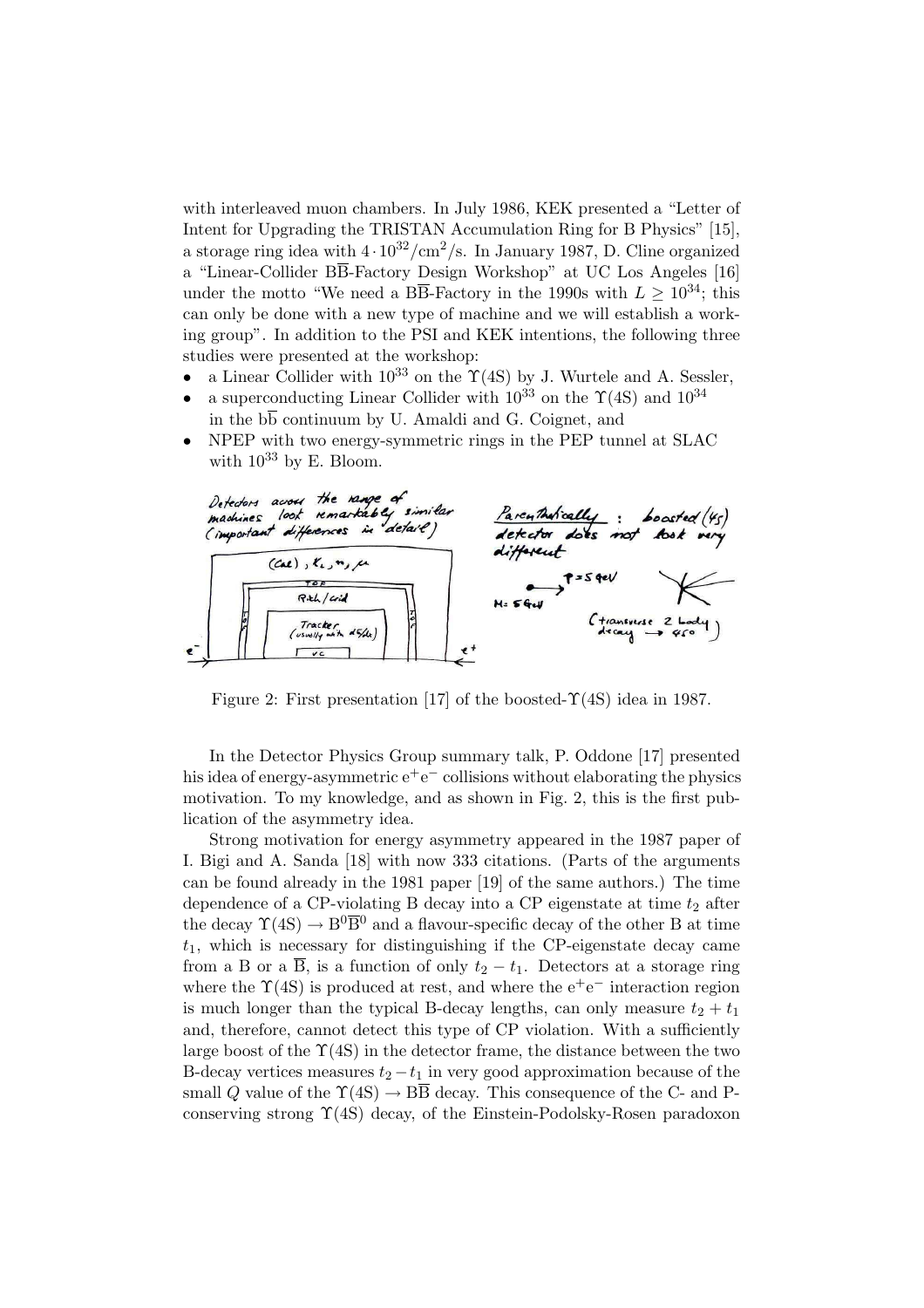with interleaved muon chambers. In July 1986, KEK presented a "Letter of Intent for Upgrading the TRISTAN Accumulation Ring for B Physics" [15], a storage ring idea with $4 \cdot 10^{32}/\text{cm}^2/\text{s}$. In January 1987, D. Cline organized a "Linear-Collider $\text{B}\overline{\text{B}}$-Factory Design Workshop" at UC Los Angeles [16] under the motto "We need a $\text{B}\overline{\text{B}}$-Factory in the 1990s with $L \geq 10^{34}$; this can only be done with a new type of machine and we will establish a working group". In addition to the PSI and KEK intentions, the following three studies were presented at the workshop:

- a Linear Collider with $10^{33}$ on the $\Upsilon(4\text{S})$ by J. Wurtele and A. Sessler,
- a superconducting Linear Collider with $10^{33}$ on the $\Upsilon(4\text{S})$ and $10^{34}$ in the $\text{b}\overline{\text{b}}$ continuum by U. Amaldi and G. Coignet, and
- NPEP with two energy-symmetric rings in the PEP tunnel at SLAC with $10^{33}$ by E. Bloom.

Figure 2: First presentation [17] of the boosted-$\Upsilon(4\text{S})$ idea in 1987.

In the Detector Physics Group summary talk, P. Oddone [17] presented his idea of energy-asymmetric $\text{e}^+\text{e}^-$ collisions without elaborating the physics motivation. To my knowledge, and as shown in Fig. 2, this is the first publication of the asymmetry idea.

Strong motivation for energy asymmetry appeared in the 1987 paper of I. Bigi and A. Sanda [18] with now 333 citations. (Parts of the arguments can be found already in the 1981 paper [19] of the same authors.) The time dependence of a CP-violating B decay into a CP eigenstate at time $t_2$ after the decay $\Upsilon(4\text{S}) \to \text{B}^0\overline{\text{B}}^0$ and a flavour-specific decay of the other B at time $t_1$, which is necessary for distinguishing if the CP-eigenstate decay came from a B or a $\overline{\text{B}}$, is a function of only $t_2 - t_1$. Detectors at a storage ring where the $\Upsilon(4\text{S})$ is produced at rest, and where the $\text{e}^+\text{e}^-$ interaction region is much longer than the typical B-decay lengths, can only measure $t_2 + t_1$ and, therefore, cannot detect this type of CP violation. With a sufficiently large boost of the $\Upsilon(4\text{S})$ in the detector frame, the distance between the two B-decay vertices measures $t_2 - t_1$ in very good approximation because of the small $Q$ value of the $\Upsilon(4\text{S}) \to \text{B}\overline{\text{B}}$ decay. This consequence of the C- and P-conserving strong $\Upsilon(4\text{S})$ decay, of the Einstein-Podolsky-Rosen paradoxon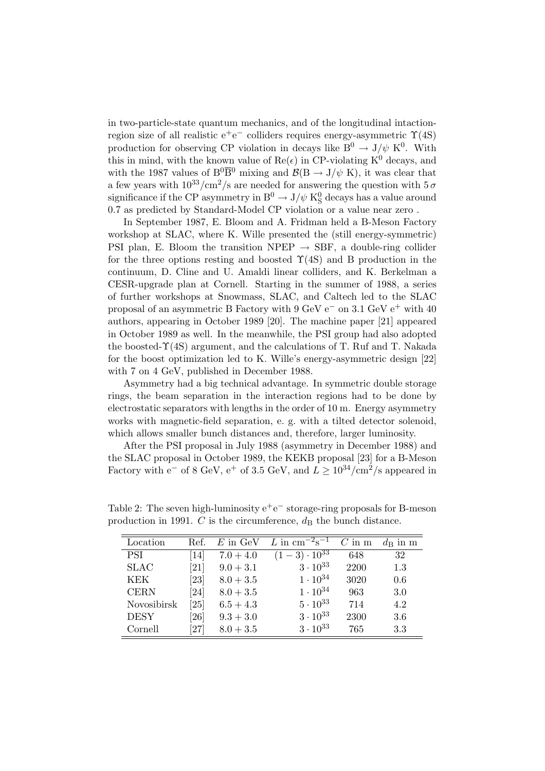in two-particle-state quantum mechanics, and of the longitudinal intaction-region size of all realistic $e^+e^-$ colliders requires energy-asymmetric $\Upsilon(4S)$ production for observing CP violation in decays like $B^0 \rightarrow J/\psi\ K^0$. With this in mind, with the known value of $\mathrm{Re}(\epsilon)$ in CP-violating $K^0$ decays, and with the 1987 values of $B^0\overline{B}^0$ mixing and $\mathcal{B}(B \rightarrow J/\psi\ K)$, it was clear that a few years with $10^{33}/\mathrm{cm}^2/\mathrm{s}$ are needed for answering the question with $5\,\sigma$ significance if the CP asymmetry in $B^0 \rightarrow J/\psi\ K^0_S$ decays has a value around 0.7 as predicted by Standard-Model CP violation or a value near zero .

In September 1987, E. Bloom and A. Fridman held a B-Meson Factory workshop at SLAC, where K. Wille presented the (still energy-symmetric) PSI plan, E. Bloom the transition NPEP $\rightarrow$ SBF, a double-ring collider for the three options resting and boosted $\Upsilon(4S)$ and B production in the continuum, D. Cline and U. Amaldi linear colliders, and K. Berkelman a CESR-upgrade plan at Cornell. Starting in the summer of 1988, a series of further workshops at Snowmass, SLAC, and Caltech led to the SLAC proposal of an asymmetric B Factory with 9 GeV $e^-$ on 3.1 GeV $e^+$ with 40 authors, appearing in October 1989 [20]. The machine paper [21] appeared in October 1989 as well. In the meanwhile, the PSI group had also adopted the boosted-$\Upsilon(4S)$ argument, and the calculations of T. Ruf and T. Nakada for the boost optimization led to K. Wille's energy-asymmetric design [22] with 7 on 4 GeV, published in December 1988.

Asymmetry had a big technical advantage. In symmetric double storage rings, the beam separation in the interaction regions had to be done by electrostatic separators with lengths in the order of 10 m. Energy asymmetry works with magnetic-field separation, e. g. with a tilted detector solenoid, which allows smaller bunch distances and, therefore, larger luminosity.

After the PSI proposal in July 1988 (asymmetry in December 1988) and the SLAC proposal in October 1989, the KEKB proposal [23] for a B-Meson Factory with $e^-$ of 8 GeV, $e^+$ of 3.5 GeV, and $L \geq 10^{34}/\mathrm{cm}^2/\mathrm{s}$ appeared in

Table 2: The seven high-luminosity $e^+e^-$ storage-ring proposals for B-meson production in 1991. $C$ is the circumference, $d_B$ the bunch distance.

| Location | Ref. | $E$ in GeV | $L$ in $\mathrm{cm}^{-2}\mathrm{s}^{-1}$ | $C$ in m | $d_B$ in m |
|---|---|---|---|---|---|
| PSI | [14] | $7.0 + 4.0$ | $(1-3) \cdot 10^{33}$ | 648 | 32 |
| SLAC | [21] | $9.0 + 3.1$ | $3 \cdot 10^{33}$ | 2200 | 1.3 |
| KEK | [23] | $8.0 + 3.5$ | $1 \cdot 10^{34}$ | 3020 | 0.6 |
| CERN | [24] | $8.0 + 3.5$ | $1 \cdot 10^{34}$ | 963 | 3.0 |
| Novosibirsk | [25] | $6.5 + 4.3$ | $5 \cdot 10^{33}$ | 714 | 4.2 |
| DESY | [26] | $9.3 + 3.0$ | $3 \cdot 10^{33}$ | 2300 | 3.6 |
| Cornell | [27] | $8.0 + 3.5$ | $3 \cdot 10^{33}$ | 765 | 3.3 |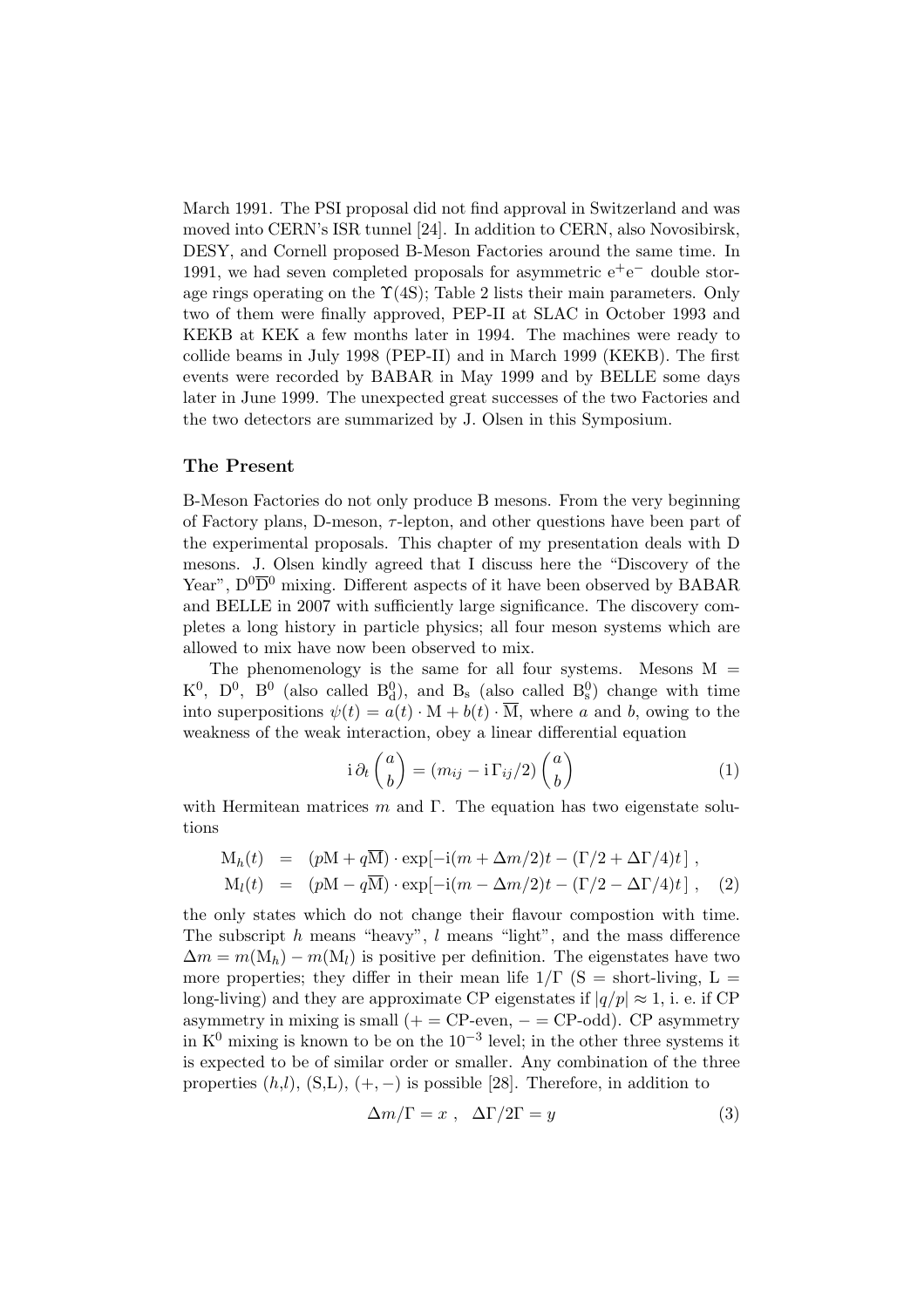March 1991. The PSI proposal did not find approval in Switzerland and was moved into CERN's ISR tunnel [24]. In addition to CERN, also Novosibirsk, DESY, and Cornell proposed B-Meson Factories around the same time. In 1991, we had seven completed proposals for asymmetric $e^+e^-$ double storage rings operating on the $\Upsilon(4S)$; Table 2 lists their main parameters. Only two of them were finally approved, PEP-II at SLAC in October 1993 and KEKB at KEK a few months later in 1994. The machines were ready to collide beams in July 1998 (PEP-II) and in March 1999 (KEKB). The first events were recorded by BABAR in May 1999 and by BELLE some days later in June 1999. The unexpected great successes of the two Factories and the two detectors are summarized by J. Olsen in this Symposium.

### The Present

B-Meson Factories do not only produce B mesons. From the very beginning of Factory plans, D-meson, $\tau$-lepton, and other questions have been part of the experimental proposals. This chapter of my presentation deals with D mesons. J. Olsen kindly agreed that I discuss here the "Discovery of the Year", $D^0\overline{D}^0$ mixing. Different aspects of it have been observed by BABAR and BELLE in 2007 with sufficiently large significance. The discovery completes a long history in particle physics; all four meson systems which are allowed to mix have now been observed to mix.

The phenomenology is the same for all four systems. Mesons $\mathrm{M} = \mathrm{K}^0$, $\mathrm{D}^0$, $\mathrm{B}^0$ (also called $\mathrm{B}^0_\mathrm{d}$), and $\mathrm{B_s}$ (also called $\mathrm{B}^0_\mathrm{s}$) change with time into superpositions $\psi(t) = a(t)\cdot \mathrm{M} + b(t)\cdot \overline{\mathrm{M}}$, where $a$ and $b$, owing to the weakness of the weak interaction, obey a linear differential equation

$$\mathrm{i}\,\partial_t \begin{pmatrix} a \\ b \end{pmatrix} = (m_{ij} - \mathrm{i}\,\Gamma_{ij}/2) \begin{pmatrix} a \\ b \end{pmatrix} \tag{1}$$

with Hermitean matrices $m$ and $\Gamma$. The equation has two eigenstate solutions

$$\begin{aligned} \mathrm{M}_h(t) &= (p\mathrm{M} + q\overline{\mathrm{M}}) \cdot \exp[-\mathrm{i}(m + \Delta m/2)t - (\Gamma/2 + \Delta\Gamma/4)t]\ , \\ \mathrm{M}_l(t) &= (p\mathrm{M} - q\overline{\mathrm{M}}) \cdot \exp[-\mathrm{i}(m - \Delta m/2)t - (\Gamma/2 - \Delta\Gamma/4)t]\ , \end{aligned} \tag{2}$$

the only states which do not change their flavour compostion with time. The subscript $h$ means "heavy", $l$ means "light", and the mass difference $\Delta m = m(\mathrm{M}_h) - m(\mathrm{M}_l)$ is positive per definition. The eigenstates have two more properties; they differ in their mean life $1/\Gamma$ (S = short-living, L = long-living) and they are approximate CP eigenstates if $|q/p| \approx 1$, i. e. if CP asymmetry in mixing is small (+ = CP-even, $-$ = CP-odd). CP asymmetry in $\mathrm{K}^0$ mixing is known to be on the $10^{-3}$ level; in the other three systems it is expected to be of similar order or smaller. Any combination of the three properties ($h$,$l$), (S,L), (+, $-$) is possible [28]. Therefore, in addition to

$$\Delta m/\Gamma = x\ , \quad \Delta\Gamma/2\Gamma = y \tag{3}$$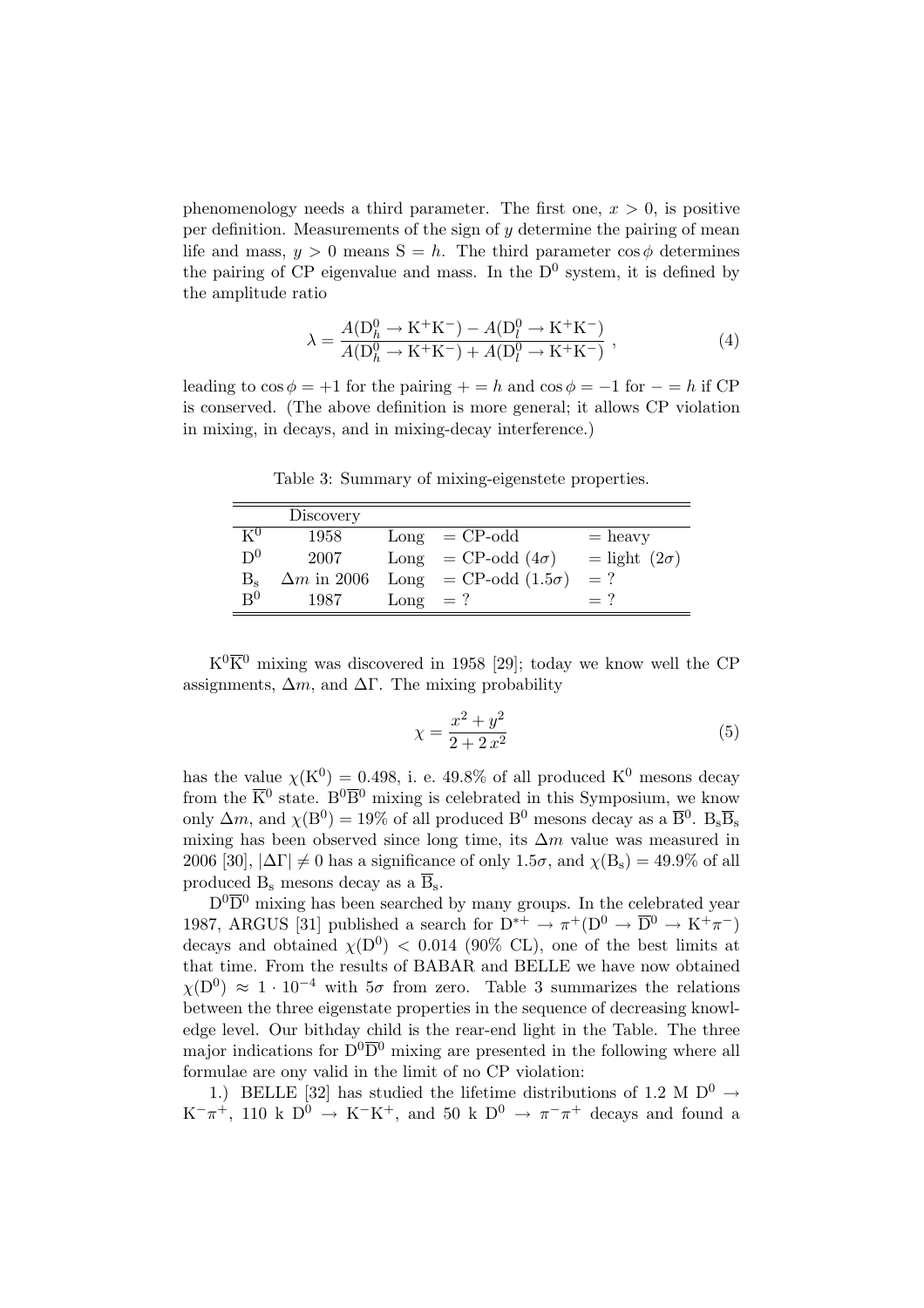phenomenology needs a third parameter. The first one, $x > 0$, is positive per definition. Measurements of the sign of $y$ determine the pairing of mean life and mass, $y > 0$ means $S = h$. The third parameter $\cos\phi$ determines the pairing of CP eigenvalue and mass. In the $D^0$ system, it is defined by the amplitude ratio

$$\lambda = \frac{A(D_h^0 \to K^+K^-) - A(D_l^0 \to K^+K^-)}{A(D_h^0 \to K^+K^-) + A(D_l^0 \to K^+K^-)} , \tag{4}$$

leading to $\cos\phi = +1$ for the pairing $+ = h$ and $\cos\phi = -1$ for $- = h$ if CP is conserved. (The above definition is more general; it allows CP violation in mixing, in decays, and in mixing-decay interference.)

Table 3: Summary of mixing-eigenstete properties.

| | Discovery | | | |
|---|---|---|---|---|
| $K^0$ | 1958 | Long | = CP-odd | = heavy |
| $D^0$ | 2007 | Long | = CP-odd ($4\sigma$) | = light ($2\sigma$) |
| $B_s$ | $\Delta m$ in 2006 | Long | = CP-odd ($1.5\sigma$) | = ? |
| $B^0$ | 1987 | Long | = ? | = ? |

$K^0\overline{K}^0$ mixing was discovered in 1958 [29]; today we know well the CP assignments, $\Delta m$, and $\Delta\Gamma$. The mixing probability

$$\chi = \frac{x^2 + y^2}{2 + 2\,x^2} \tag{5}$$

has the value $\chi(K^0) = 0.498$, i. e. 49.8% of all produced $K^0$ mesons decay from the $\overline{K}^0$ state. $B^0\overline{B}^0$ mixing is celebrated in this Symposium, we know only $\Delta m$, and $\chi(B^0) = 19\%$ of all produced $B^0$ mesons decay as a $\overline{B}^0$. $B_s\overline{B}_s$ mixing has been observed since long time, its $\Delta m$ value was measured in 2006 [30], $|\Delta\Gamma| \neq 0$ has a significance of only $1.5\sigma$, and $\chi(B_s) = 49.9\%$ of all produced $B_s$ mesons decay as a $\overline{B}_s$.

$D^0\overline{D}^0$ mixing has been searched by many groups. In the celebrated year 1987, ARGUS [31] published a search for $D^{*+} \to \pi^+(D^0 \to \overline{D}^0 \to K^+\pi^-)$ decays and obtained $\chi(D^0) < 0.014$ (90% CL), one of the best limits at that time. From the results of BABAR and BELLE we have now obtained $\chi(D^0) \approx 1 \cdot 10^{-4}$ with $5\sigma$ from zero. Table 3 summarizes the relations between the three eigenstate properties in the sequence of decreasing knowledge level. Our bithday child is the rear-end light in the Table. The three major indications for $D^0\overline{D}^0$ mixing are presented in the following where all formulae are ony valid in the limit of no CP violation:

1.) BELLE [32] has studied the lifetime distributions of 1.2 M $D^0 \to K^-\pi^+$, 110 k $D^0 \to K^-K^+$, and 50 k $D^0 \to \pi^-\pi^+$ decays and found a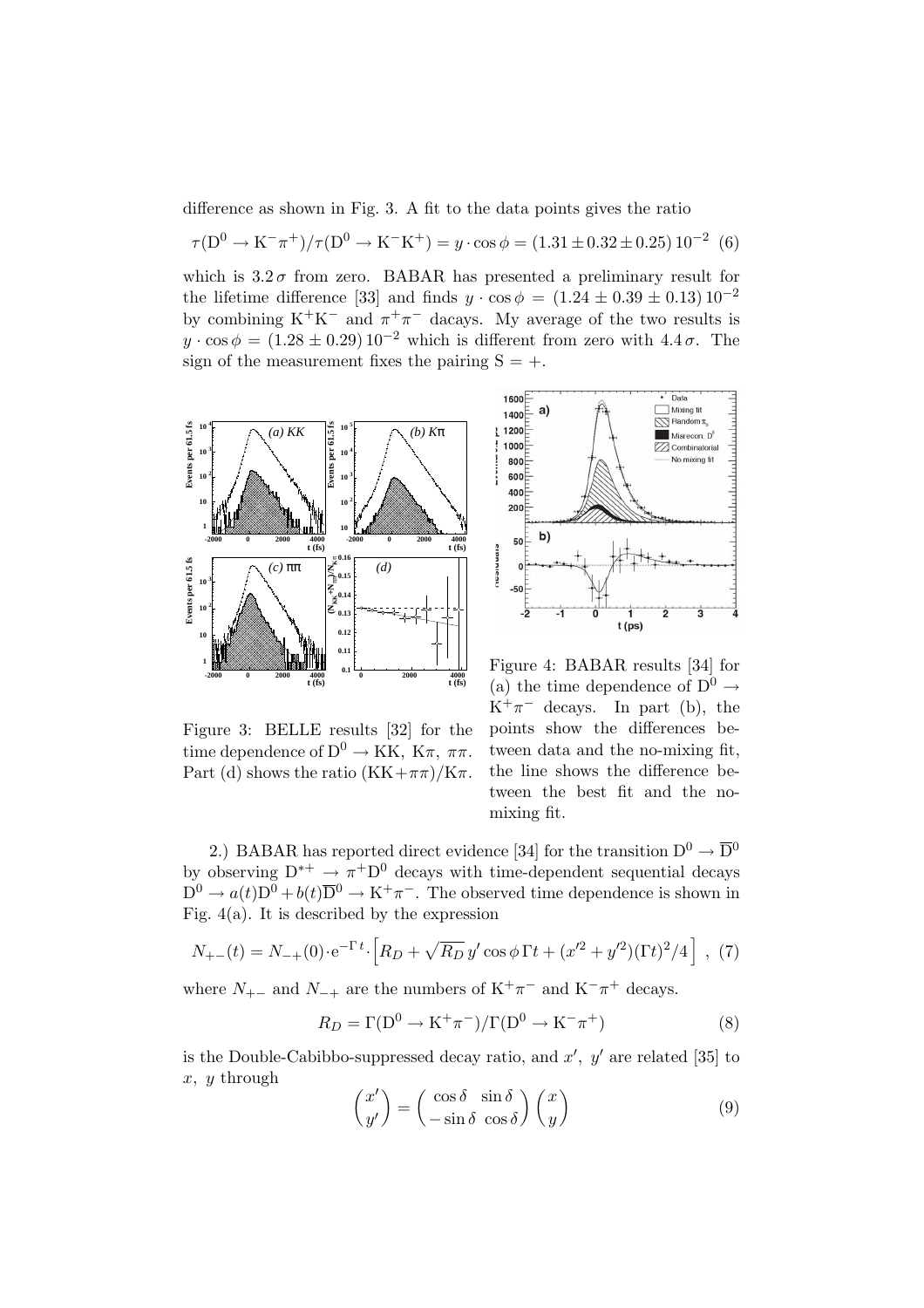difference as shown in Fig. 3. A fit to the data points gives the ratio

$$\tau(\mathrm{D}^0 \to \mathrm{K}^-\pi^+)/\tau(\mathrm{D}^0 \to \mathrm{K}^-\mathrm{K}^+) = y \cdot \cos\phi = (1.31 \pm 0.32 \pm 0.25)\,10^{-2} \quad (6)$$

which is $3.2\,\sigma$ from zero. BABAR has presented a preliminary result for the lifetime difference [33] and finds $y \cdot \cos\phi = (1.24 \pm 0.39 \pm 0.13)\,10^{-2}$ by combining $\mathrm{K}^+\mathrm{K}^-$ and $\pi^+\pi^-$ dacays. My average of the two results is $y \cdot \cos\phi = (1.28 \pm 0.29)\,10^{-2}$ which is different from zero with $4.4\,\sigma$. The sign of the measurement fixes the pairing $\mathrm{S} = +$.

Figure 3: BELLE results [32] for the time dependence of $\mathrm{D}^0 \to \mathrm{KK}$, $\mathrm{K}\pi$, $\pi\pi$. Part (d) shows the ratio $(\mathrm{KK}+\pi\pi)/\mathrm{K}\pi$.

Figure 4: BABAR results [34] for (a) the time dependence of $\mathrm{D}^0 \to \mathrm{K}^+\pi^-$ decays. In part (b), the points show the differences between data and the no-mixing fit, the line shows the difference between the best fit and the no-mixing fit.

2.) BABAR has reported direct evidence [34] for the transition $\mathrm{D}^0 \to \overline{\mathrm{D}}^0$ by observing $\mathrm{D}^{*+} \to \pi^+\mathrm{D}^0$ decays with time-dependent sequential decays $\mathrm{D}^0 \to a(t)\mathrm{D}^0 + b(t)\overline{\mathrm{D}}^0 \to \mathrm{K}^+\pi^-$. The observed time dependence is shown in Fig. 4(a). It is described by the expression

$$N_{+-}(t) = N_{-+}(0)\cdot \mathrm{e}^{-\Gamma t}\cdot\left[R_D + \sqrt{R_D}\,y'\cos\phi\,\Gamma t + (x'^2 + y'^2)(\Gamma t)^2/4\right]\ , \quad (7)$$

where $N_{+-}$ and $N_{-+}$ are the numbers of $\mathrm{K}^+\pi^-$ and $\mathrm{K}^-\pi^+$ decays.

$$R_D = \Gamma(\mathrm{D}^0 \to \mathrm{K}^+\pi^-)/\Gamma(\mathrm{D}^0 \to \mathrm{K}^-\pi^+) \quad (8)$$

is the Double-Cabibbo-suppressed decay ratio, and $x'$, $y'$ are related [35] to $x$, $y$ through

$$\begin{pmatrix} x' \\ y' \end{pmatrix} = \begin{pmatrix} \cos\delta & \sin\delta \\ -\sin\delta & \cos\delta \end{pmatrix} \begin{pmatrix} x \\ y \end{pmatrix} \quad (9)$$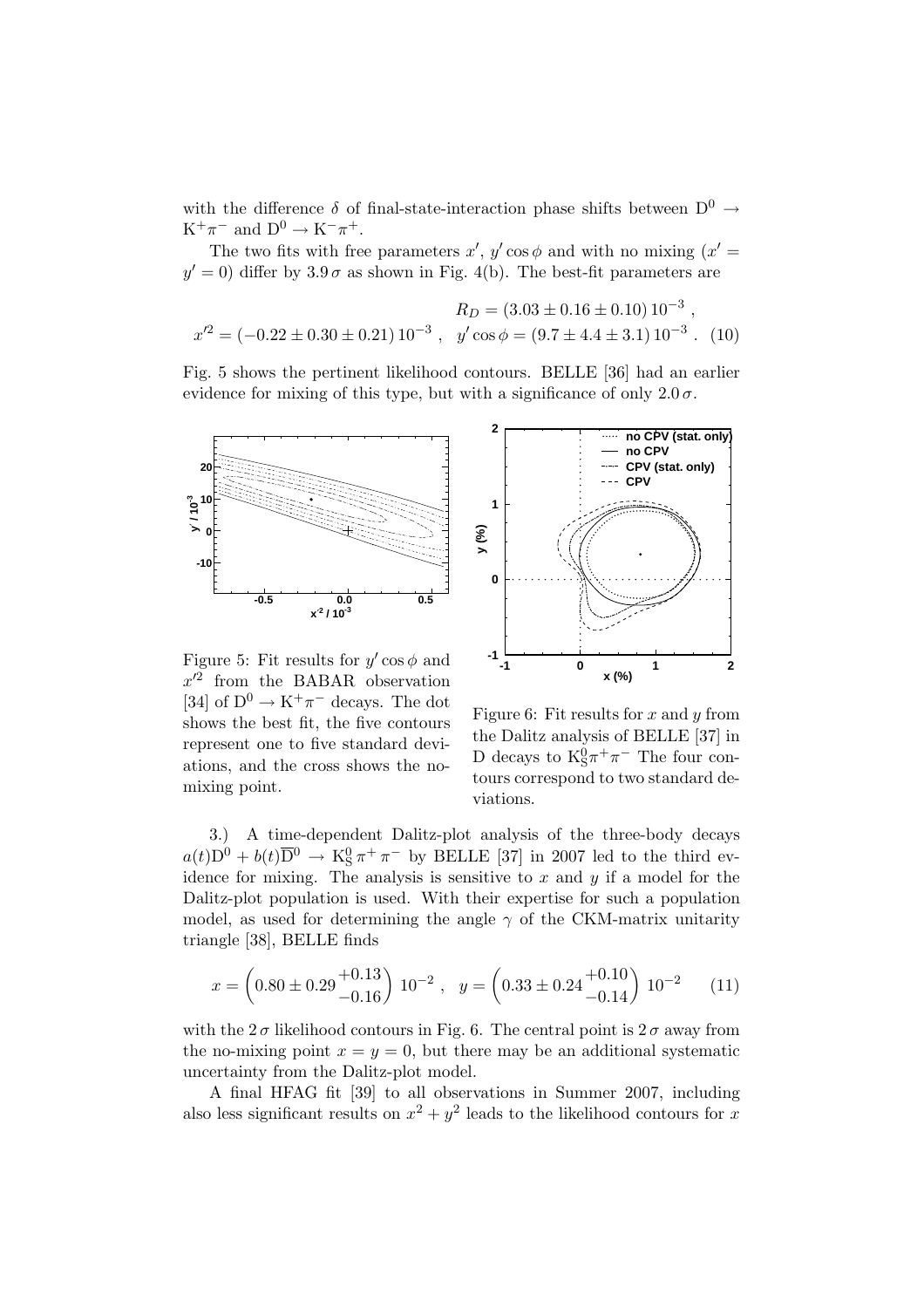with the difference $\delta$ of final-state-interaction phase shifts between $D^0 \to K^+\pi^-$ and $D^0 \to K^-\pi^+$.

The two fits with free parameters $x'$, $y' \cos\phi$ and with no mixing ($x' = y' = 0$) differ by $3.9\,\sigma$ as shown in Fig. 4(b). The best-fit parameters are

$$R_D = (3.03 \pm 0.16 \pm 0.10)\,10^{-3}\ ,$$
$$x'^2 = (-0.22 \pm 0.30 \pm 0.21)\,10^{-3}\ , \quad y' \cos\phi = (9.7 \pm 4.4 \pm 3.1)\,10^{-3}\ . \quad (10)$$

Fig. 5 shows the pertinent likelihood contours. BELLE [36] had an earlier evidence for mixing of this type, but with a significance of only $2.0\,\sigma$.

Figure 5: Fit results for $y' \cos\phi$ and $x'^2$ from the BABAR observation [34] of $D^0 \to K^+\pi^-$ decays. The dot shows the best fit, the five contours represent one to five standard deviations, and the cross shows the no-mixing point.

Figure 6: Fit results for $x$ and $y$ from the Dalitz analysis of BELLE [37] in D decays to $K^0_S\pi^+\pi^-$ The four contours correspond to two standard deviations.

3.) A time-dependent Dalitz-plot analysis of the three-body decays $a(t)D^0 + b(t)\overline{D}^0 \to K^0_S\,\pi^+\,\pi^-$ by BELLE [37] in 2007 led to the third evidence for mixing. The analysis is sensitive to $x$ and $y$ if a model for the Dalitz-plot population is used. With their expertise for such a population model, as used for determining the angle $\gamma$ of the CKM-matrix unitarity triangle [38], BELLE finds

$$x = \left(0.80 \pm 0.29\,^{+0.13}_{-0.16}\right)\,10^{-2}\ , \quad y = \left(0.33 \pm 0.24\,^{+0.10}_{-0.14}\right)\,10^{-2} \qquad (11)$$

with the $2\,\sigma$ likelihood contours in Fig. 6. The central point is $2\,\sigma$ away from the no-mixing point $x = y = 0$, but there may be an additional systematic uncertainty from the Dalitz-plot model.

A final HFAG fit [39] to all observations in Summer 2007, including also less significant results on $x^2 + y^2$ leads to the likelihood contours for $x$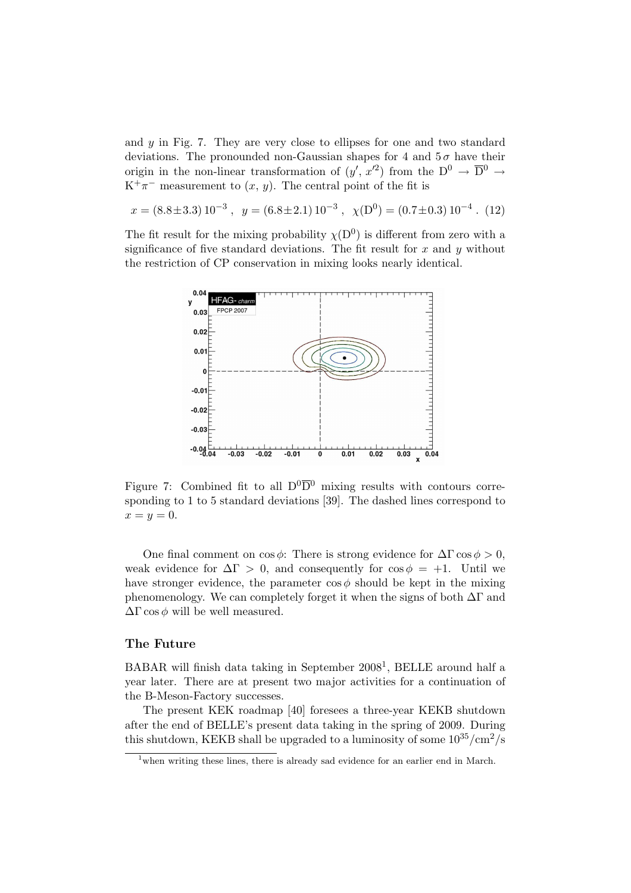and $y$ in Fig. 7. They are very close to ellipses for one and two standard deviations. The pronounded non-Gaussian shapes for 4 and $5\,\sigma$ have their origin in the non-linear transformation of $(y',\, x'^2)$ from the $\mathrm{D}^0 \to \overline{\mathrm{D}}^0 \to \mathrm{K}^+\pi^-$ measurement to $(x,\, y)$. The central point of the fit is

$$x = (8.8 \pm 3.3)\, 10^{-3}\ ,\quad y = (6.8 \pm 2.1)\, 10^{-3}\ ,\quad \chi(\mathrm{D}^0) = (0.7 \pm 0.3)\, 10^{-4}\ . \quad (12)$$

The fit result for the mixing probability $\chi(\mathrm{D}^0)$ is different from zero with a significance of five standard deviations. The fit result for $x$ and $y$ without the restriction of CP conservation in mixing looks nearly identical.

Figure 7: Combined fit to all $\mathrm{D}^0\overline{\mathrm{D}}^0$ mixing results with contours corresponding to 1 to 5 standard deviations [39]. The dashed lines correspond to $x = y = 0$.

One final comment on $\cos\phi$: There is strong evidence for $\Delta\Gamma\cos\phi > 0$, weak evidence for $\Delta\Gamma > 0$, and consequently for $\cos\phi = +1$. Until we have stronger evidence, the parameter $\cos\phi$ should be kept in the mixing phenomenology. We can completely forget it when the signs of both $\Delta\Gamma$ and $\Delta\Gamma\cos\phi$ will be well measured.

## The Future

BABAR will finish data taking in September 2008[1], BELLE around half a year later. There are at present two major activities for a continuation of the B-Meson-Factory successes.

The present KEK roadmap [40] foresees a three-year KEKB shutdown after the end of BELLE's present data taking in the spring of 2009. During this shutdown, KEKB shall be upgraded to a luminosity of some $10^{35}/\mathrm{cm}^2/\mathrm{s}$

[1] when writing these lines, there is already sad evidence for an earlier end in March.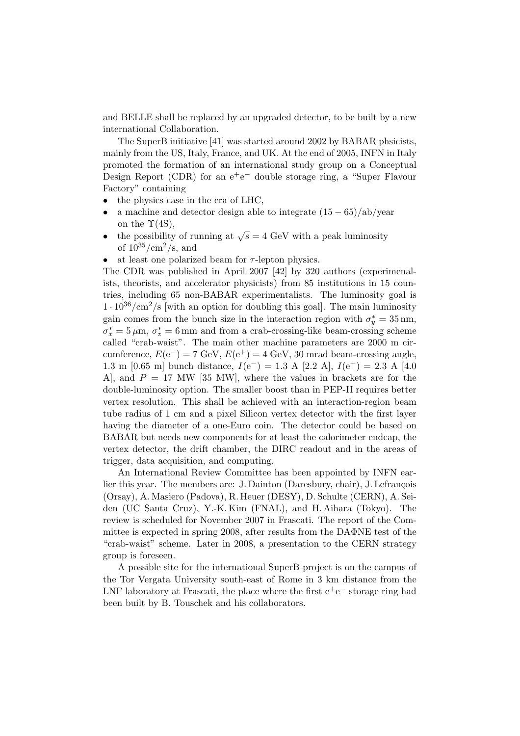and BELLE shall be replaced by an upgraded detector, to be built by a new international Collaboration.

The SuperB initiative [41] was started around 2002 by BABAR phsicists, mainly from the US, Italy, France, and UK. At the end of 2005, INFN in Italy promoted the formation of an international study group on a Conceptual Design Report (CDR) for an $e^+e^-$ double storage ring, a "Super Flavour Factory" containing

- the physics case in the era of LHC,
- a machine and detector design able to integrate $(15-65)$/ab/year on the $\Upsilon(4S)$,
- the possibility of running at $\sqrt{s} = 4$ GeV with a peak luminosity of $10^{35}/\mathrm{cm}^2/\mathrm{s}$, and
- at least one polarized beam for $\tau$-lepton physics.

The CDR was published in April 2007 [42] by 320 authors (experimenalists, theorists, and accelerator physicists) from 85 institutions in 15 countries, including 65 non-BABAR experimentalists. The luminosity goal is $1 \cdot 10^{36}/\mathrm{cm}^2/\mathrm{s}$ [with an option for doubling this goal]. The main luminosity gain comes from the bunch size in the interaction region with $\sigma_y^* = 35\,\mathrm{nm}$, $\sigma_x^* = 5\,\mu\mathrm{m}$, $\sigma_z^* = 6\,\mathrm{mm}$ and from a crab-crossing-like beam-crossing scheme called "crab-waist". The main other machine parameters are 2000 m circumference, $E(e^-) = 7$ GeV, $E(e^+) = 4$ GeV, 30 mrad beam-crossing angle, 1.3 m [0.65 m] bunch distance, $I(e^-) = 1.3$ A [2.2 A], $I(e^+) = 2.3$ A [4.0 A], and $P = 17$ MW [35 MW], where the values in brackets are for the double-luminosity option. The smaller boost than in PEP-II requires better vertex resolution. This shall be achieved with an interaction-region beam tube radius of 1 cm and a pixel Silicon vertex detector with the first layer having the diameter of a one-Euro coin. The detector could be based on BABAR but needs new components for at least the calorimeter endcap, the vertex detector, the drift chamber, the DIRC readout and in the areas of trigger, data acquisition, and computing.

An International Review Committee has been appointed by INFN earlier this year. The members are: J. Dainton (Daresbury, chair), J. Lefrançois (Orsay), A. Masiero (Padova), R. Heuer (DESY), D. Schulte (CERN), A. Seiden (UC Santa Cruz), Y.-K. Kim (FNAL), and H. Aihara (Tokyo). The review is scheduled for November 2007 in Frascati. The report of the Committee is expected in spring 2008, after results from the DAΦNE test of the "crab-waist" scheme. Later in 2008, a presentation to the CERN strategy group is foreseen.

A possible site for the international SuperB project is on the campus of the Tor Vergata University south-east of Rome in 3 km distance from the LNF laboratory at Frascati, the place where the first $e^+e^-$ storage ring had been built by B. Touschek and his collaborators.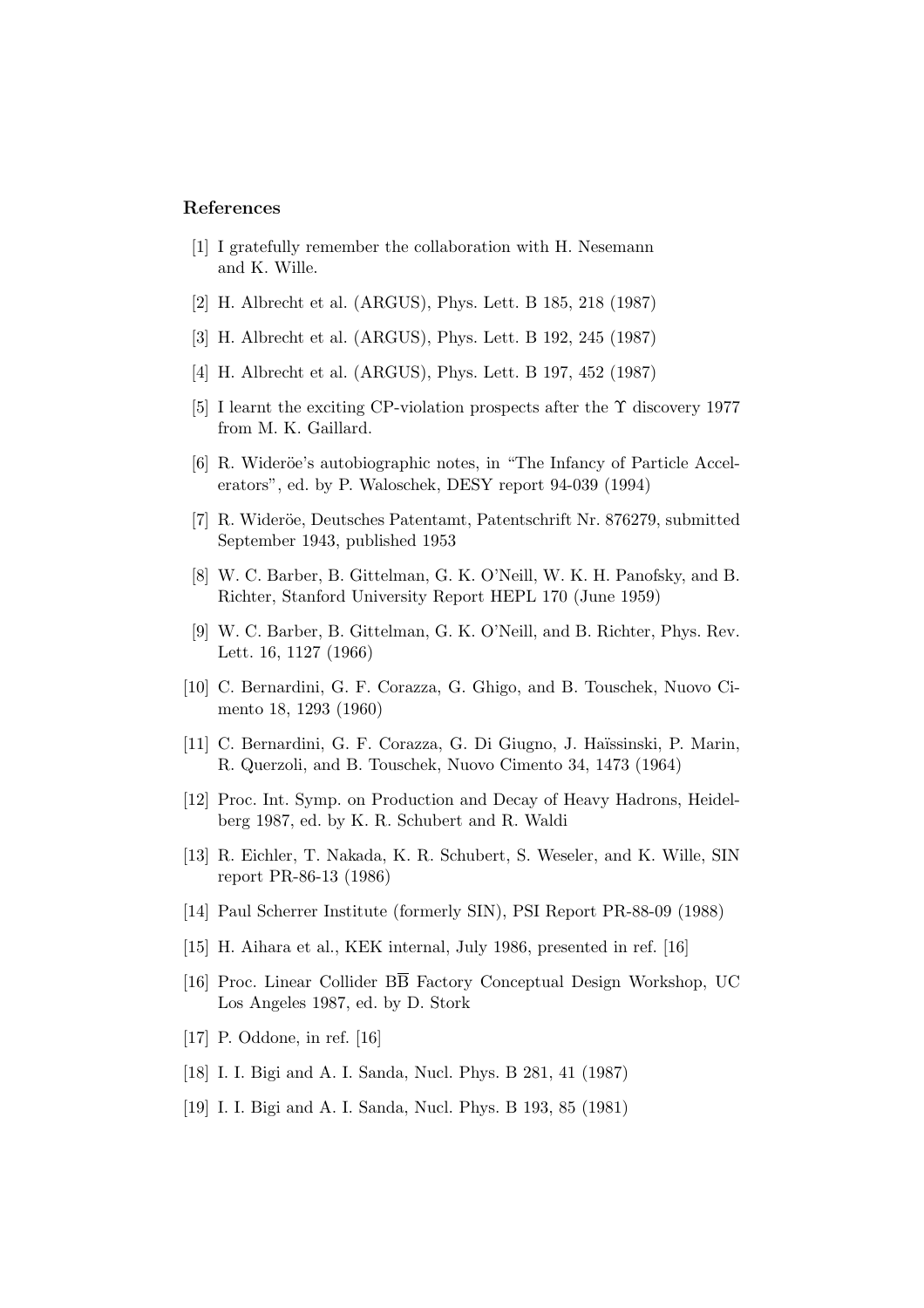## References

[1] I gratefully remember the collaboration with H. Nesemann and K. Wille.

[2] H. Albrecht et al. (ARGUS), Phys. Lett. B 185, 218 (1987)

[3] H. Albrecht et al. (ARGUS), Phys. Lett. B 192, 245 (1987)

[4] H. Albrecht et al. (ARGUS), Phys. Lett. B 197, 452 (1987)

[5] I learnt the exciting CP-violation prospects after the $\Upsilon$ discovery 1977 from M. K. Gaillard.

[6] R. Wideröe's autobiographic notes, in "The Infancy of Particle Accelerators", ed. by P. Waloschek, DESY report 94-039 (1994)

[7] R. Wideröe, Deutsches Patentamt, Patentschrift Nr. 876279, submitted September 1943, published 1953

[8] W. C. Barber, B. Gittelman, G. K. O'Neill, W. K. H. Panofsky, and B. Richter, Stanford University Report HEPL 170 (June 1959)

[9] W. C. Barber, B. Gittelman, G. K. O'Neill, and B. Richter, Phys. Rev. Lett. 16, 1127 (1966)

[10] C. Bernardini, G. F. Corazza, G. Ghigo, and B. Touschek, Nuovo Cimento 18, 1293 (1960)

[11] C. Bernardini, G. F. Corazza, G. Di Giugno, J. Haïssinski, P. Marin, R. Querzoli, and B. Touschek, Nuovo Cimento 34, 1473 (1964)

[12] Proc. Int. Symp. on Production and Decay of Heavy Hadrons, Heidelberg 1987, ed. by K. R. Schubert and R. Waldi

[13] R. Eichler, T. Nakada, K. R. Schubert, S. Weseler, and K. Wille, SIN report PR-86-13 (1986)

[14] Paul Scherrer Institute (formerly SIN), PSI Report PR-88-09 (1988)

[15] H. Aihara et al., KEK internal, July 1986, presented in ref. [16]

[16] Proc. Linear Collider $B\overline{B}$ Factory Conceptual Design Workshop, UC Los Angeles 1987, ed. by D. Stork

[17] P. Oddone, in ref. [16]

[18] I. I. Bigi and A. I. Sanda, Nucl. Phys. B 281, 41 (1987)

[19] I. I. Bigi and A. I. Sanda, Nucl. Phys. B 193, 85 (1981)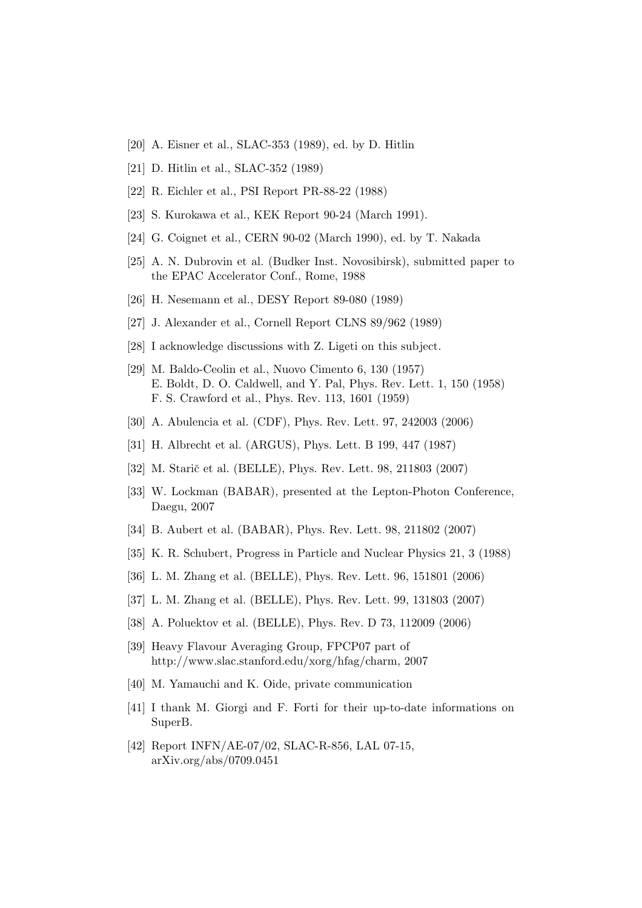[20] A. Eisner et al., SLAC-353 (1989), ed. by D. Hitlin

[21] D. Hitlin et al., SLAC-352 (1989)

[22] R. Eichler et al., PSI Report PR-88-22 (1988)

[23] S. Kurokawa et al., KEK Report 90-24 (March 1991).

[24] G. Coignet et al., CERN 90-02 (March 1990), ed. by T. Nakada

[25] A. N. Dubrovin et al. (Budker Inst. Novosibirsk), submitted paper to the EPAC Accelerator Conf., Rome, 1988

[26] H. Nesemann et al., DESY Report 89-080 (1989)

[27] J. Alexander et al., Cornell Report CLNS 89/962 (1989)

[28] I acknowledge discussions with Z. Ligeti on this subject.

[29] M. Baldo-Ceolin et al., Nuovo Cimento 6, 130 (1957)
E. Boldt, D. O. Caldwell, and Y. Pal, Phys. Rev. Lett. 1, 150 (1958)
F. S. Crawford et al., Phys. Rev. 113, 1601 (1959)

[30] A. Abulencia et al. (CDF), Phys. Rev. Lett. 97, 242003 (2006)

[31] H. Albrecht et al. (ARGUS), Phys. Lett. B 199, 447 (1987)

[32] M. Starič et al. (BELLE), Phys. Rev. Lett. 98, 211803 (2007)

[33] W. Lockman (BABAR), presented at the Lepton-Photon Conference, Daegu, 2007

[34] B. Aubert et al. (BABAR), Phys. Rev. Lett. 98, 211802 (2007)

[35] K. R. Schubert, Progress in Particle and Nuclear Physics 21, 3 (1988)

[36] L. M. Zhang et al. (BELLE), Phys. Rev. Lett. 96, 151801 (2006)

[37] L. M. Zhang et al. (BELLE), Phys. Rev. Lett. 99, 131803 (2007)

[38] A. Poluektov et al. (BELLE), Phys. Rev. D 73, 112009 (2006)

[39] Heavy Flavour Averaging Group, FPCP07 part of http://www.slac.stanford.edu/xorg/hfag/charm, 2007

[40] M. Yamauchi and K. Oide, private communication

[41] I thank M. Giorgi and F. Forti for their up-to-date informations on SuperB.

[42] Report INFN/AE-07/02, SLAC-R-856, LAL 07-15, arXiv.org/abs/0709.0451